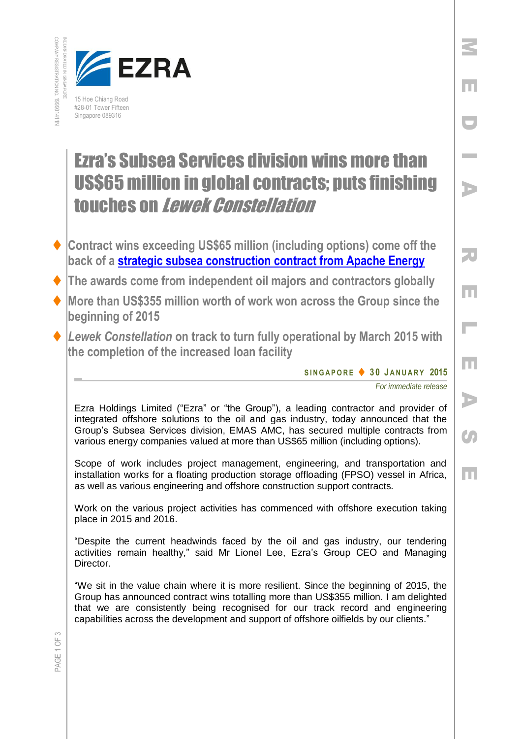EZRA

15 Hoe Chiang Road
#28-01 Tower Fifteen
Singapore 089316

# Ezra's Subsea Services division wins more than US$65 million in global contracts; puts finishing touches on *Lewek Constellation*

- Contract wins exceeding US$65 million (including options) come off the back of a strategic subsea construction contract from Apache Energy
- The awards come from independent oil majors and contractors globally
- More than US$355 million worth of work won across the Group since the beginning of 2015
- *Lewek Constellation* on track to turn fully operational by March 2015 with the completion of the increased loan facility

**SINGAPORE ♦ 30 JANUARY 2015**

*For immediate release*

Ezra Holdings Limited ("Ezra" or "the Group"), a leading contractor and provider of integrated offshore solutions to the oil and gas industry, today announced that the Group's Subsea Services division, EMAS AMC, has secured multiple contracts from various energy companies valued at more than US$65 million (including options).

Scope of work includes project management, engineering, and transportation and installation works for a floating production storage offloading (FPSO) vessel in Africa, as well as various engineering and offshore construction support contracts.

Work on the various project activities has commenced with offshore execution taking place in 2015 and 2016.

"Despite the current headwinds faced by the oil and gas industry, our tendering activities remain healthy," said Mr Lionel Lee, Ezra's Group CEO and Managing Director.

"We sit in the value chain where it is more resilient. Since the beginning of 2015, the Group has announced contract wins totalling more than US$355 million. I am delighted that we are consistently being recognised for our track record and engineering capabilities across the development and support of offshore oilfields by our clients."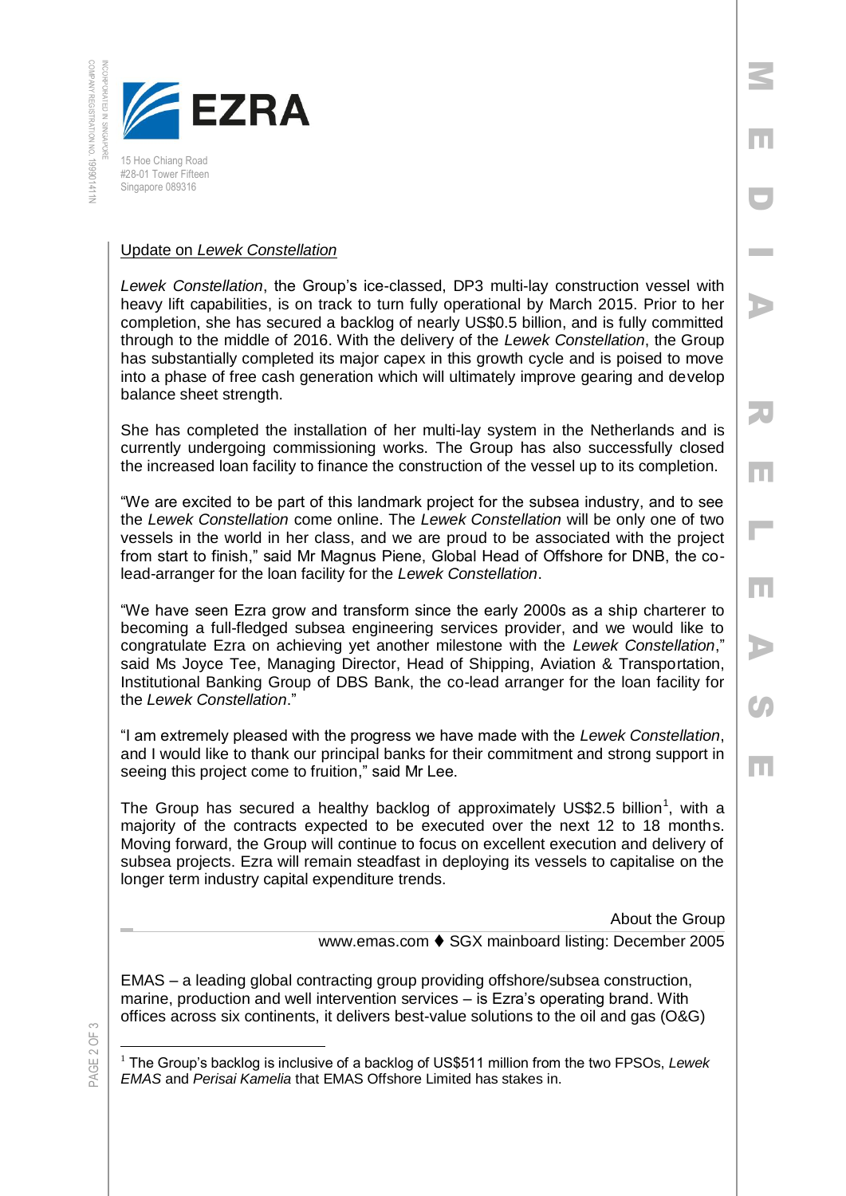Update on *Lewek Constellation*

*Lewek Constellation*, the Group's ice-classed, DP3 multi-lay construction vessel with heavy lift capabilities, is on track to turn fully operational by March 2015. Prior to her completion, she has secured a backlog of nearly US$0.5 billion, and is fully committed through to the middle of 2016. With the delivery of the *Lewek Constellation*, the Group has substantially completed its major capex in this growth cycle and is poised to move into a phase of free cash generation which will ultimately improve gearing and develop balance sheet strength.

She has completed the installation of her multi-lay system in the Netherlands and is currently undergoing commissioning works. The Group has also successfully closed the increased loan facility to finance the construction of the vessel up to its completion.

"We are excited to be part of this landmark project for the subsea industry, and to see the *Lewek Constellation* come online. The *Lewek Constellation* will be only one of two vessels in the world in her class, and we are proud to be associated with the project from start to finish," said Mr Magnus Piene, Global Head of Offshore for DNB, the co-lead-arranger for the loan facility for the *Lewek Constellation*.

"We have seen Ezra grow and transform since the early 2000s as a ship charterer to becoming a full-fledged subsea engineering services provider, and we would like to congratulate Ezra on achieving yet another milestone with the *Lewek Constellation*," said Ms Joyce Tee, Managing Director, Head of Shipping, Aviation & Transportation, Institutional Banking Group of DBS Bank, the co-lead arranger for the loan facility for the *Lewek Constellation*."

"I am extremely pleased with the progress we have made with the *Lewek Constellation*, and I would like to thank our principal banks for their commitment and strong support in seeing this project come to fruition," said Mr Lee.

The Group has secured a healthy backlog of approximately US$2.5 billion[1], with a majority of the contracts expected to be executed over the next 12 to 18 months. Moving forward, the Group will continue to focus on excellent execution and delivery of subsea projects. Ezra will remain steadfast in deploying its vessels to capitalise on the longer term industry capital expenditure trends.

About the Group

www.emas.com ♦ SGX mainboard listing: December 2005

EMAS – a leading global contracting group providing offshore/subsea construction, marine, production and well intervention services – is Ezra's operating brand. With offices across six continents, it delivers best-value solutions to the oil and gas (O&G)

[1] The Group's backlog is inclusive of a backlog of US$511 million from the two FPSOs, *Lewek EMAS* and *Perisai Kamelia* that EMAS Offshore Limited has stakes in.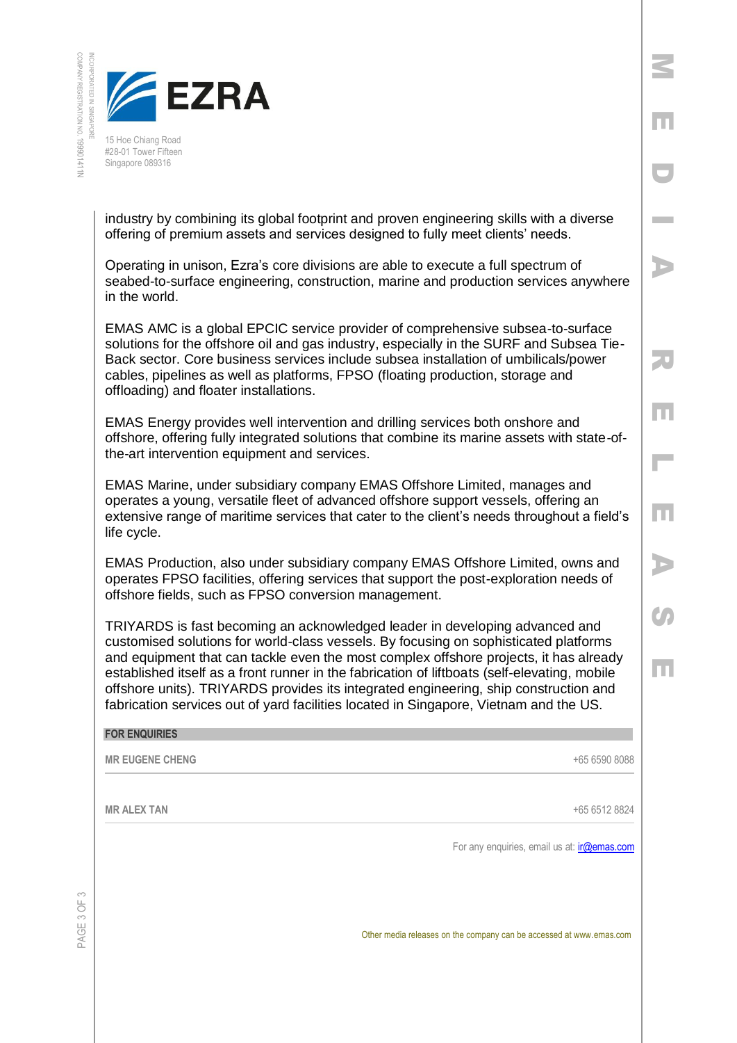EZRA

15 Hoe Chiang Road
#28-01 Tower Fifteen
Singapore 089316

industry by combining its global footprint and proven engineering skills with a diverse offering of premium assets and services designed to fully meet clients' needs.

Operating in unison, Ezra's core divisions are able to execute a full spectrum of seabed-to-surface engineering, construction, marine and production services anywhere in the world.

EMAS AMC is a global EPCIC service provider of comprehensive subsea-to-surface solutions for the offshore oil and gas industry, especially in the SURF and Subsea Tie-Back sector. Core business services include subsea installation of umbilicals/power cables, pipelines as well as platforms, FPSO (floating production, storage and offloading) and floater installations.

EMAS Energy provides well intervention and drilling services both onshore and offshore, offering fully integrated solutions that combine its marine assets with state-of-the-art intervention equipment and services.

EMAS Marine, under subsidiary company EMAS Offshore Limited, manages and operates a young, versatile fleet of advanced offshore support vessels, offering an extensive range of maritime services that cater to the client's needs throughout a field's life cycle.

EMAS Production, also under subsidiary company EMAS Offshore Limited, owns and operates FPSO facilities, offering services that support the post-exploration needs of offshore fields, such as FPSO conversion management.

TRIYARDS is fast becoming an acknowledged leader in developing advanced and customised solutions for world-class vessels. By focusing on sophisticated platforms and equipment that can tackle even the most complex offshore projects, it has already established itself as a front runner in the fabrication of liftboats (self-elevating, mobile offshore units). TRIYARDS provides its integrated engineering, ship construction and fabrication services out of yard facilities located in Singapore, Vietnam and the US.

**FOR ENQUIRIES**

| | |
|---|---|
| MR EUGENE CHENG | +65 6590 8088 |
| MR ALEX TAN | +65 6512 8824 |

For any enquiries, email us at: ir@emas.com

Other media releases on the company can be accessed at www.emas.com